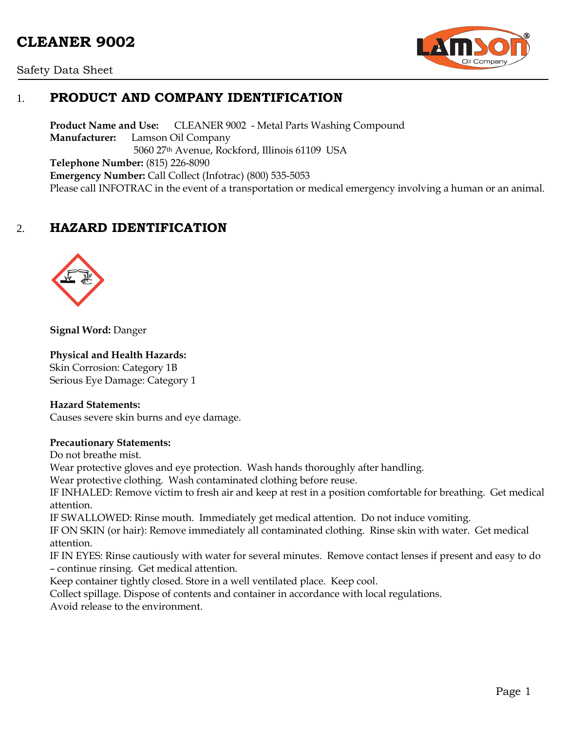# CLEANER 9002

Safety Data Sheet

## 1. PRODUCT AND COMPANY IDENTIFICATION

**Product Name and Use:** CLEANER 9002 - Metal Parts Washing Compound
**Manufacturer:** Lamson Oil Company
5060 27th Avenue, Rockford, Illinois 61109 USA
**Telephone Number:** (815) 226-8090
**Emergency Number:** Call Collect (Infotrac) (800) 535-5053
Please call INFOTRAC in the event of a transportation or medical emergency involving a human or an animal.

## 2. HAZARD IDENTIFICATION

**Signal Word:** Danger

**Physical and Health Hazards:**
Skin Corrosion: Category 1B
Serious Eye Damage: Category 1

**Hazard Statements:**
Causes severe skin burns and eye damage.

**Precautionary Statements:**
Do not breathe mist.
Wear protective gloves and eye protection. Wash hands thoroughly after handling.
Wear protective clothing. Wash contaminated clothing before reuse.
IF INHALED: Remove victim to fresh air and keep at rest in a position comfortable for breathing. Get medical attention.
IF SWALLOWED: Rinse mouth. Immediately get medical attention. Do not induce vomiting.
IF ON SKIN (or hair): Remove immediately all contaminated clothing. Rinse skin with water. Get medical attention.
IF IN EYES: Rinse cautiously with water for several minutes. Remove contact lenses if present and easy to do – continue rinsing. Get medical attention.
Keep container tightly closed. Store in a well ventilated place. Keep cool.
Collect spillage. Dispose of contents and container in accordance with local regulations.
Avoid release to the environment.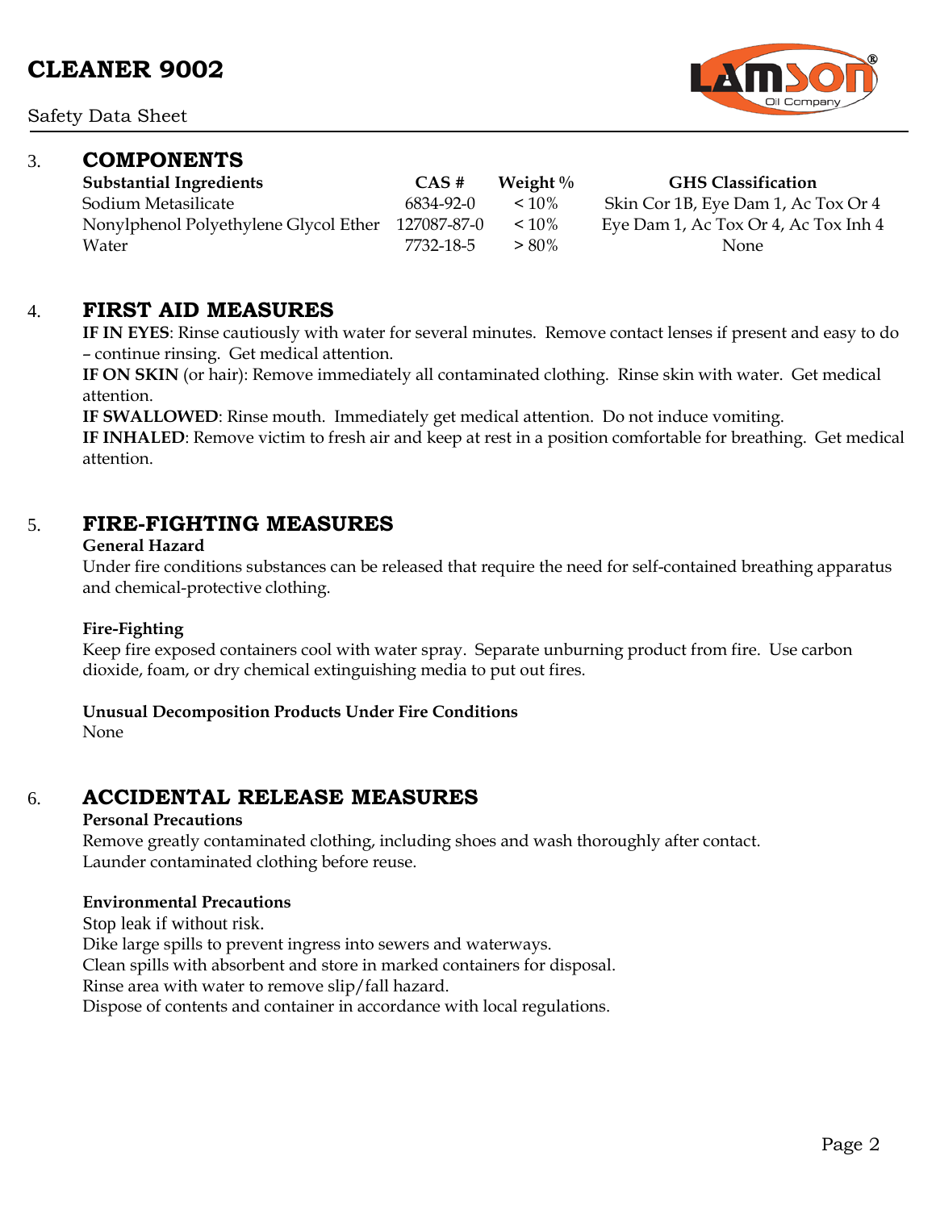## 3. COMPONENTS

| Substantial Ingredients | CAS # | Weight % | GHS Classification |
| --- | --- | --- | --- |
| Sodium Metasilicate | 6834-92-0 | < 10% | Skin Cor 1B, Eye Dam 1, Ac Tox Or 4 |
| Nonylphenol Polyethylene Glycol Ether | 127087-87-0 | < 10% | Eye Dam 1, Ac Tox Or 4, Ac Tox Inh 4 |
| Water | 7732-18-5 | > 80% | None |

## 4. FIRST AID MEASURES

**IF IN EYES**: Rinse cautiously with water for several minutes. Remove contact lenses if present and easy to do – continue rinsing. Get medical attention.

**IF ON SKIN** (or hair): Remove immediately all contaminated clothing. Rinse skin with water. Get medical attention.

**IF SWALLOWED**: Rinse mouth. Immediately get medical attention. Do not induce vomiting.

**IF INHALED**: Remove victim to fresh air and keep at rest in a position comfortable for breathing. Get medical attention.

## 5. FIRE-FIGHTING MEASURES

**General Hazard**

Under fire conditions substances can be released that require the need for self-contained breathing apparatus and chemical-protective clothing.

**Fire-Fighting**

Keep fire exposed containers cool with water spray. Separate unburning product from fire. Use carbon dioxide, foam, or dry chemical extinguishing media to put out fires.

**Unusual Decomposition Products Under Fire Conditions**

None

## 6. ACCIDENTAL RELEASE MEASURES

**Personal Precautions**

Remove greatly contaminated clothing, including shoes and wash thoroughly after contact.
Launder contaminated clothing before reuse.

**Environmental Precautions**

Stop leak if without risk.
Dike large spills to prevent ingress into sewers and waterways.
Clean spills with absorbent and store in marked containers for disposal.
Rinse area with water to remove slip/fall hazard.
Dispose of contents and container in accordance with local regulations.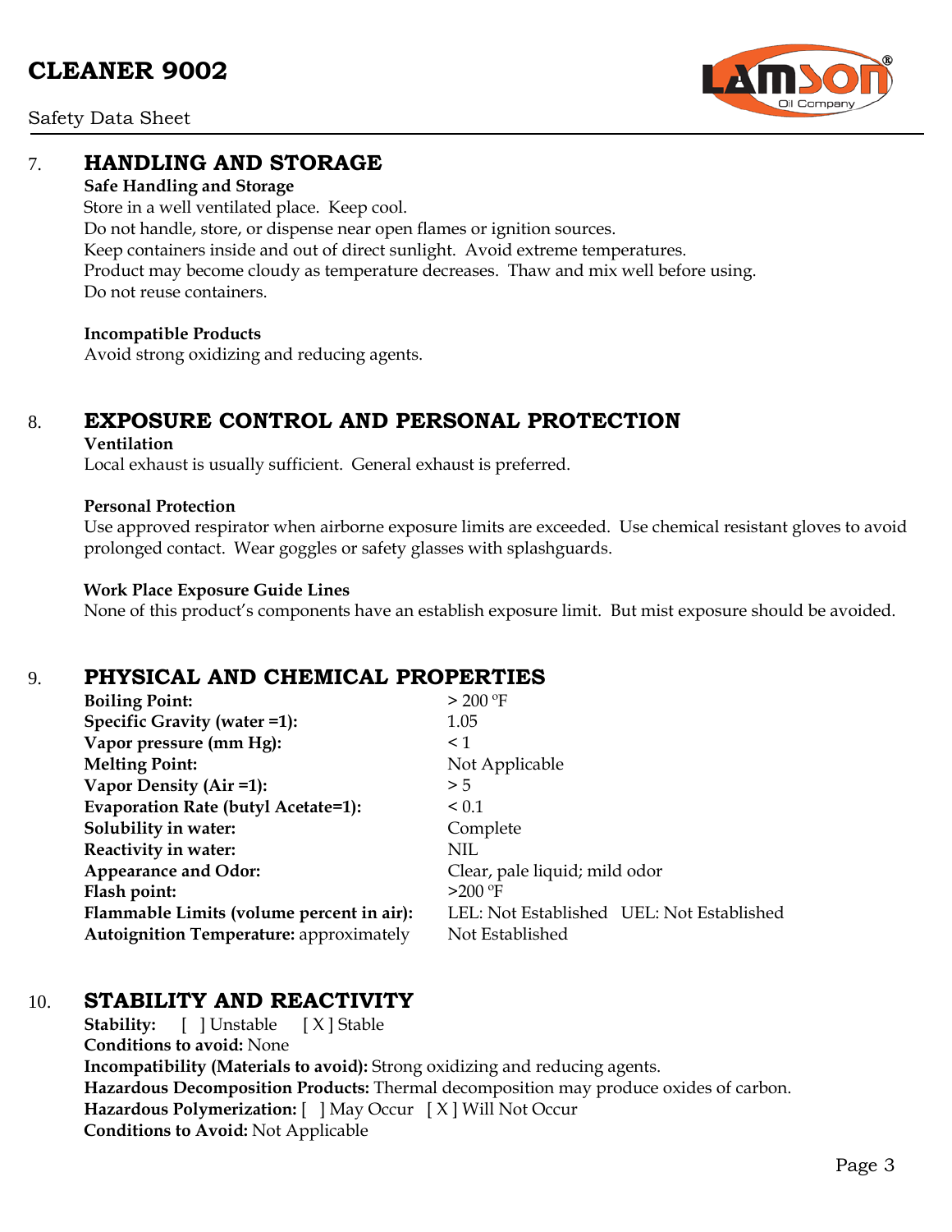## 7. HANDLING AND STORAGE

**Safe Handling and Storage**

Store in a well ventilated place. Keep cool.
Do not handle, store, or dispense near open flames or ignition sources.
Keep containers inside and out of direct sunlight. Avoid extreme temperatures.
Product may become cloudy as temperature decreases. Thaw and mix well before using.
Do not reuse containers.

**Incompatible Products**

Avoid strong oxidizing and reducing agents.

## 8. EXPOSURE CONTROL AND PERSONAL PROTECTION

**Ventilation**

Local exhaust is usually sufficient. General exhaust is preferred.

**Personal Protection**

Use approved respirator when airborne exposure limits are exceeded. Use chemical resistant gloves to avoid prolonged contact. Wear goggles or safety glasses with splashguards.

**Work Place Exposure Guide Lines**

None of this product's components have an establish exposure limit. But mist exposure should be avoided.

## 9. PHYSICAL AND CHEMICAL PROPERTIES

| | |
|---|---|
| **Boiling Point:** | > 200 ºF |
| **Specific Gravity (water =1):** | 1.05 |
| **Vapor pressure (mm Hg):** | < 1 |
| **Melting Point:** | Not Applicable |
| **Vapor Density (Air =1):** | > 5 |
| **Evaporation Rate (butyl Acetate=1):** | < 0.1 |
| **Solubility in water:** | Complete |
| **Reactivity in water:** | NIL |
| **Appearance and Odor:** | Clear, pale liquid; mild odor |
| **Flash point:** | >200 ºF |
| **Flammable Limits (volume percent in air):** | LEL: Not Established UEL: Not Established |
| **Autoignition Temperature:** approximately | Not Established |

## 10. STABILITY AND REACTIVITY

**Stability:** [ ] Unstable [ X ] Stable
**Conditions to avoid:** None
**Incompatibility (Materials to avoid):** Strong oxidizing and reducing agents.
**Hazardous Decomposition Products:** Thermal decomposition may produce oxides of carbon.
**Hazardous Polymerization:** [ ] May Occur [ X ] Will Not Occur
**Conditions to Avoid:** Not Applicable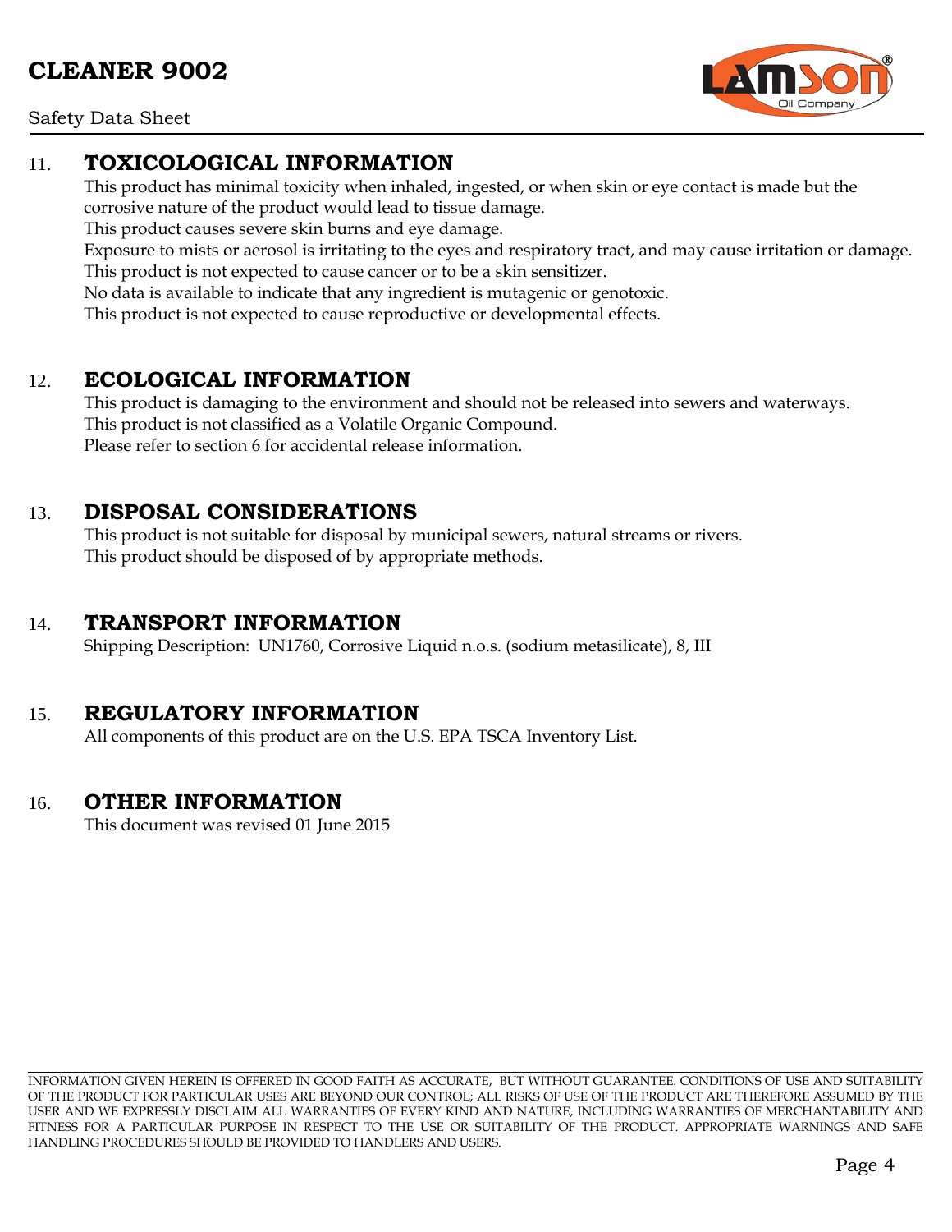## 11. TOXICOLOGICAL INFORMATION

This product has minimal toxicity when inhaled, ingested, or when skin or eye contact is made but the corrosive nature of the product would lead to tissue damage.
This product causes severe skin burns and eye damage.
Exposure to mists or aerosol is irritating to the eyes and respiratory tract, and may cause irritation or damage.
This product is not expected to cause cancer or to be a skin sensitizer.
No data is available to indicate that any ingredient is mutagenic or genotoxic.
This product is not expected to cause reproductive or developmental effects.

## 12. ECOLOGICAL INFORMATION

This product is damaging to the environment and should not be released into sewers and waterways.
This product is not classified as a Volatile Organic Compound.
Please refer to section 6 for accidental release information.

## 13. DISPOSAL CONSIDERATIONS

This product is not suitable for disposal by municipal sewers, natural streams or rivers.
This product should be disposed of by appropriate methods.

## 14. TRANSPORT INFORMATION

Shipping Description: UN1760, Corrosive Liquid n.o.s. (sodium metasilicate), 8, III

## 15. REGULATORY INFORMATION

All components of this product are on the U.S. EPA TSCA Inventory List.

## 16. OTHER INFORMATION

This document was revised 01 June 2015

INFORMATION GIVEN HEREIN IS OFFERED IN GOOD FAITH AS ACCURATE, BUT WITHOUT GUARANTEE. CONDITIONS OF USE AND SUITABILITY OF THE PRODUCT FOR PARTICULAR USES ARE BEYOND OUR CONTROL; ALL RISKS OF USE OF THE PRODUCT ARE THEREFORE ASSUMED BY THE USER AND WE EXPRESSLY DISCLAIM ALL WARRANTIES OF EVERY KIND AND NATURE, INCLUDING WARRANTIES OF MERCHANTABILITY AND FITNESS FOR A PARTICULAR PURPOSE IN RESPECT TO THE USE OR SUITABILITY OF THE PRODUCT. APPROPRIATE WARNINGS AND SAFE HANDLING PROCEDURES SHOULD BE PROVIDED TO HANDLERS AND USERS.